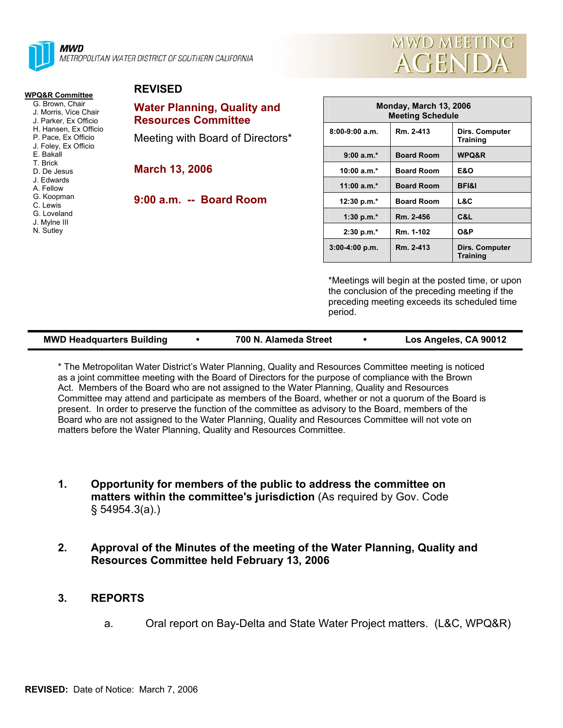**MWD**
METROPOLITAN WATER DISTRICT OF SOUTHERN CALIFORNIA

# MWD MEETING AGENDA

**WPQ&R Committee**
- G. Brown, Chair
- J. Morris, Vice Chair
- J. Parker, Ex Officio
- H. Hansen, Ex Officio
- P. Pace, Ex Officio
- J. Foley, Ex Officio
- E. Bakall
- T. Brick
- D. De Jesus
- J. Edwards
- A. Fellow
- G. Koopman
- C. Lewis
- G. Loveland
- J. Mylne III
- N. Sutley

**REVISED**

## Water Planning, Quality and Resources Committee

Meeting with Board of Directors*

**March 13, 2006**

**9:00 a.m. -- Board Room**

| Monday, March 13, 2006 Meeting Schedule | | |
|---|---|---|
| 8:00-9:00 a.m. | Rm. 2-413 | Dirs. Computer Training |
| 9:00 a.m.* | Board Room | WPQ&R |
| 10:00 a.m.* | Board Room | E&O |
| 11:00 a.m.* | Board Room | BFI&I |
| 12:30 p.m.* | Board Room | L&C |
| 1:30 p.m.* | Rm. 2-456 | C&L |
| 2:30 p.m.* | Rm. 1-102 | O&P |
| 3:00-4:00 p.m. | Rm. 2-413 | Dirs. Computer Training |

*Meetings will begin at the posted time, or upon the conclusion of the preceding meeting if the preceding meeting exceeds its scheduled time period.

**MWD Headquarters Building • 700 N. Alameda Street • Los Angeles, CA 90012**

* The Metropolitan Water District's Water Planning, Quality and Resources Committee meeting is noticed as a joint committee meeting with the Board of Directors for the purpose of compliance with the Brown Act. Members of the Board who are not assigned to the Water Planning, Quality and Resources Committee may attend and participate as members of the Board, whether or not a quorum of the Board is present. In order to preserve the function of the committee as advisory to the Board, members of the Board who are not assigned to the Water Planning, Quality and Resources Committee will not vote on matters before the Water Planning, Quality and Resources Committee.

1. **Opportunity for members of the public to address the committee on matters within the committee's jurisdiction** (As required by Gov. Code § 54954.3(a).)

2. **Approval of the Minutes of the meeting of the Water Planning, Quality and Resources Committee held February 13, 2006**

3. **REPORTS**

   a. Oral report on Bay-Delta and State Water Project matters. (L&C, WPQ&R)

**REVISED:** Date of Notice: March 7, 2006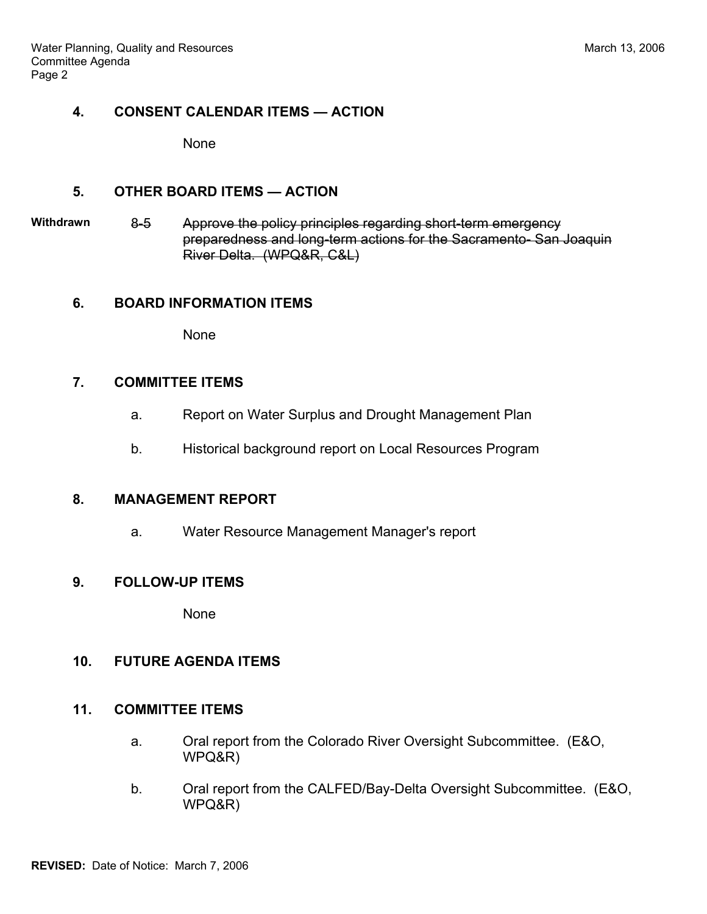**4. CONSENT CALENDAR ITEMS — ACTION**

None

**5. OTHER BOARD ITEMS — ACTION**

**Withdrawn** ~~8-5 Approve the policy principles regarding short-term emergency preparedness and long-term actions for the Sacramento- San Joaquin River Delta. (WPQ&R, C&L)~~

**6. BOARD INFORMATION ITEMS**

None

**7. COMMITTEE ITEMS**

a. Report on Water Surplus and Drought Management Plan

b. Historical background report on Local Resources Program

**8. MANAGEMENT REPORT**

a. Water Resource Management Manager's report

**9. FOLLOW-UP ITEMS**

None

**10. FUTURE AGENDA ITEMS**

**11. COMMITTEE ITEMS**

a. Oral report from the Colorado River Oversight Subcommittee. (E&O, WPQ&R)

b. Oral report from the CALFED/Bay-Delta Oversight Subcommittee. (E&O, WPQ&R)

**REVISED:** Date of Notice: March 7, 2006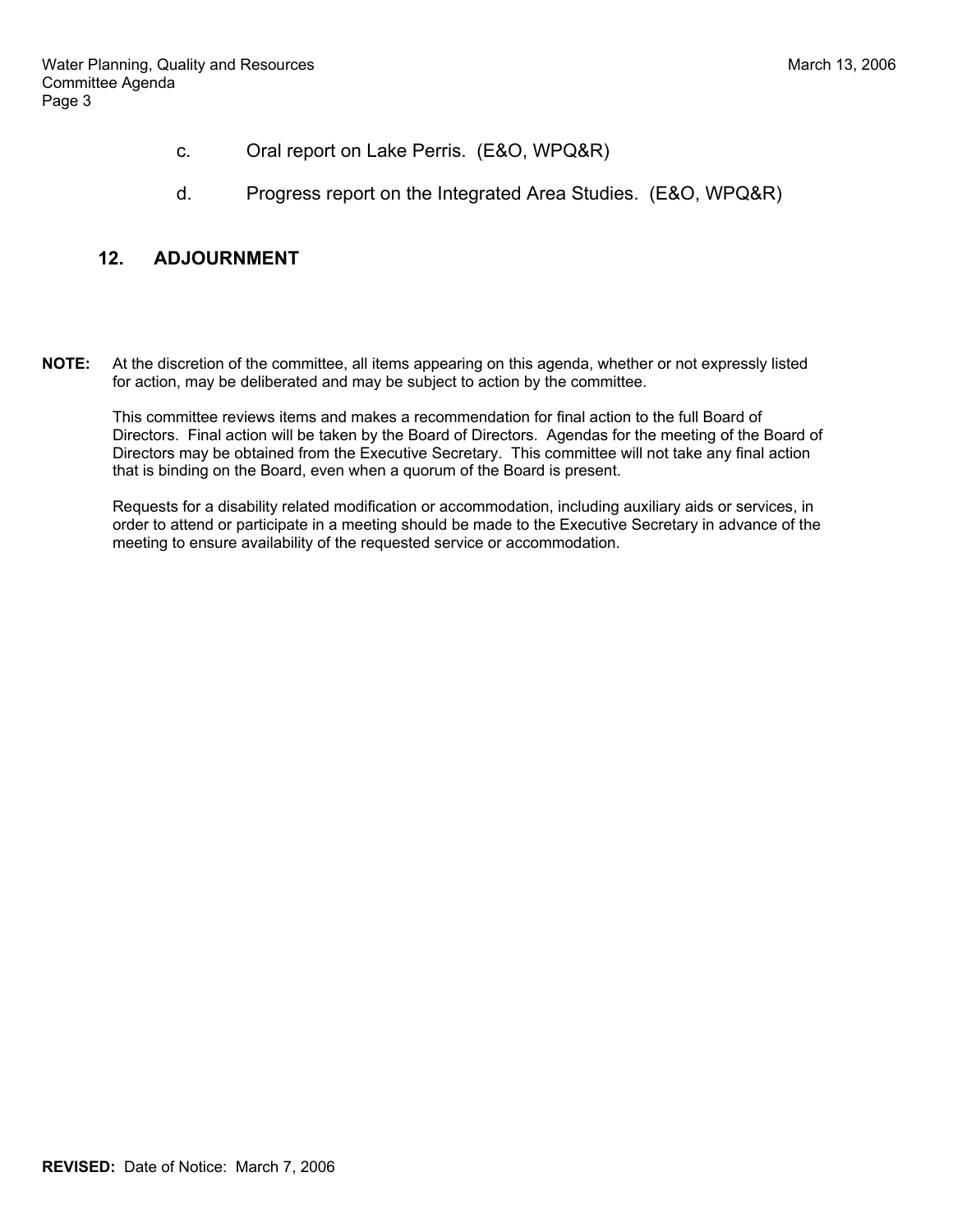c. Oral report on Lake Perris. (E&O, WPQ&R)

d. Progress report on the Integrated Area Studies. (E&O, WPQ&R)

## 12. ADJOURNMENT

**NOTE:** At the discretion of the committee, all items appearing on this agenda, whether or not expressly listed for action, may be deliberated and may be subject to action by the committee.

This committee reviews items and makes a recommendation for final action to the full Board of Directors. Final action will be taken by the Board of Directors. Agendas for the meeting of the Board of Directors may be obtained from the Executive Secretary. This committee will not take any final action that is binding on the Board, even when a quorum of the Board is present.

Requests for a disability related modification or accommodation, including auxiliary aids or services, in order to attend or participate in a meeting should be made to the Executive Secretary in advance of the meeting to ensure availability of the requested service or accommodation.

**REVISED:** Date of Notice: March 7, 2006